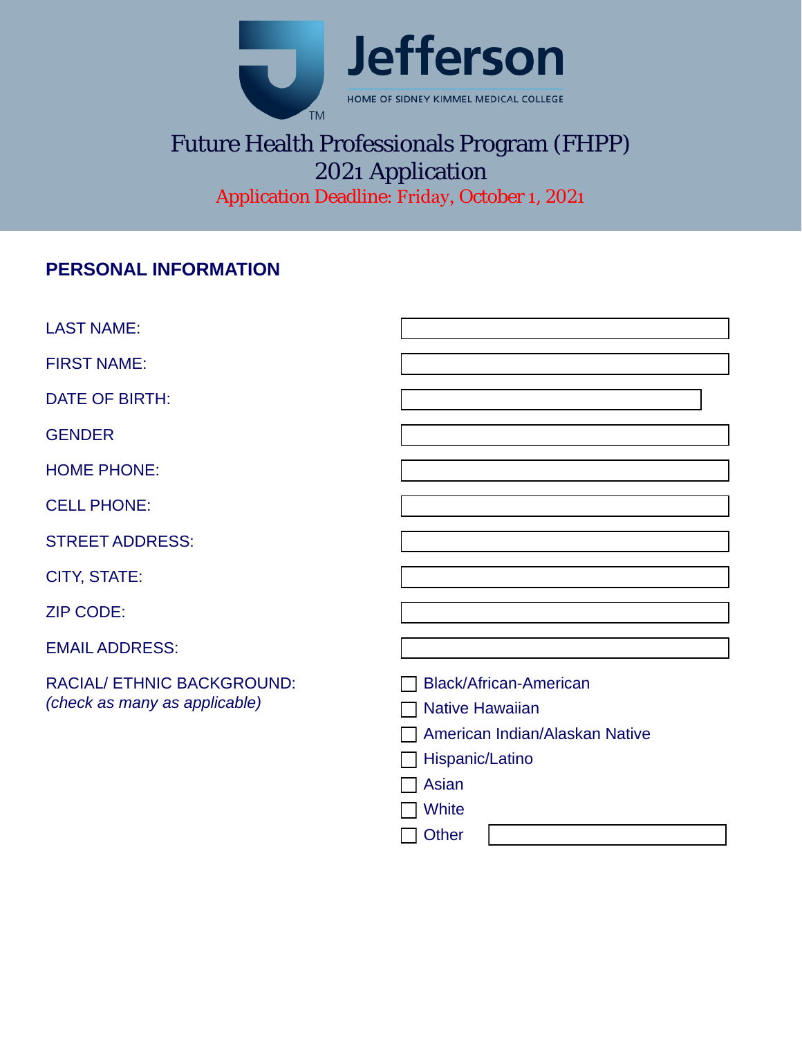Jefferson

HOME OF SIDNEY KIMMEL MEDICAL COLLEGE

# Future Health Professionals Program (FHPP)
# 2021 Application

Application Deadline: Friday, October 1, 2021

## PERSONAL INFORMATION

LAST NAME:

FIRST NAME:

DATE OF BIRTH:

GENDER

HOME PHONE:

CELL PHONE:

STREET ADDRESS:

CITY, STATE:

ZIP CODE:

EMAIL ADDRESS:

RACIAL/ ETHNIC BACKGROUND:
*(check as many as applicable)*

- ☐ Black/African-American
- ☐ Native Hawaiian
- ☐ American Indian/Alaskan Native
- ☐ Hispanic/Latino
- ☐ Asian
- ☐ White
- ☐ Other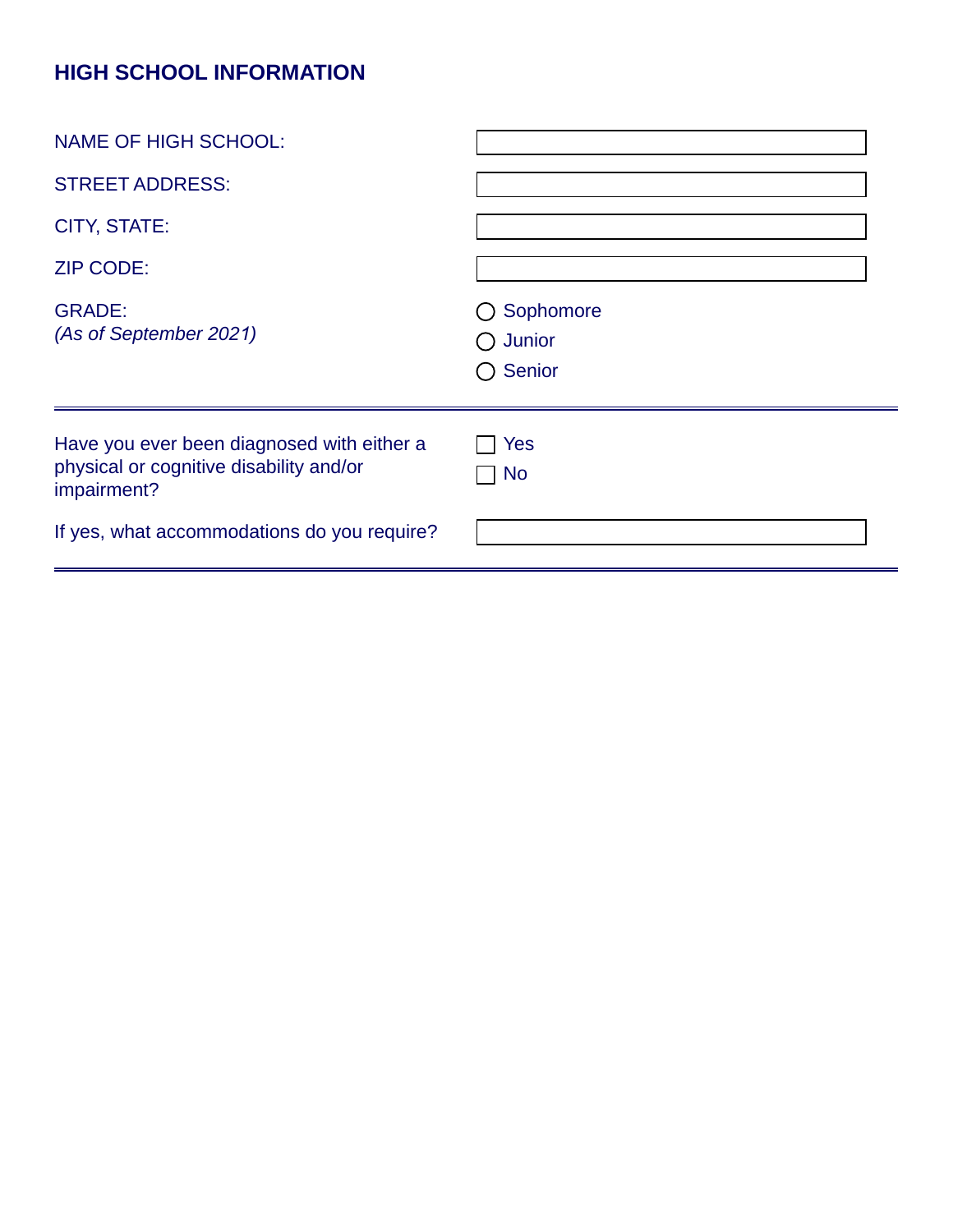## HIGH SCHOOL INFORMATION

NAME OF HIGH SCHOOL:

STREET ADDRESS:

CITY, STATE:

ZIP CODE:

GRADE:
*(As of September 2021)*

- ◯ Sophomore
- ◯ Junior
- ◯ Senior

---

Have you ever been diagnosed with either a physical or cognitive disability and/or impairment?

- ☐ Yes
- ☐ No

If yes, what accommodations do you require?

---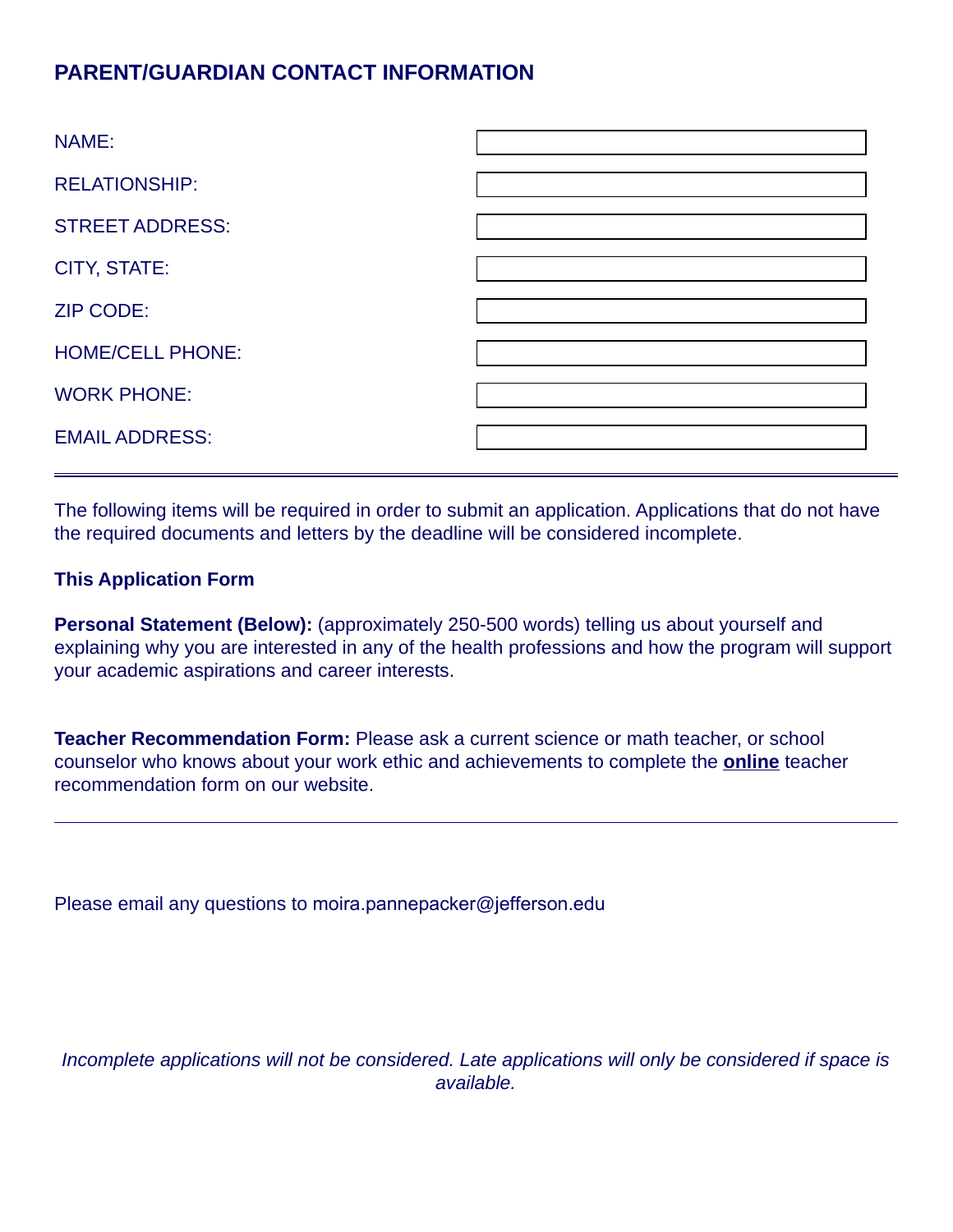## PARENT/GUARDIAN CONTACT INFORMATION

| | |
|---|---|
| NAME: | |
| RELATIONSHIP: | |
| STREET ADDRESS: | |
| CITY, STATE: | |
| ZIP CODE: | |
| HOME/CELL PHONE: | |
| WORK PHONE: | |
| EMAIL ADDRESS: | |

---

The following items will be required in order to submit an application. Applications that do not have the required documents and letters by the deadline will be considered incomplete.

**This Application Form**

**Personal Statement (Below):** (approximately 250-500 words) telling us about yourself and explaining why you are interested in any of the health professions and how the program will support your academic aspirations and career interests.

**Teacher Recommendation Form:** Please ask a current science or math teacher, or school counselor who knows about your work ethic and achievements to complete the **online** teacher recommendation form on our website.

---

Please email any questions to moira.pannepacker@jefferson.edu

*Incomplete applications will not be considered. Late applications will only be considered if space is available.*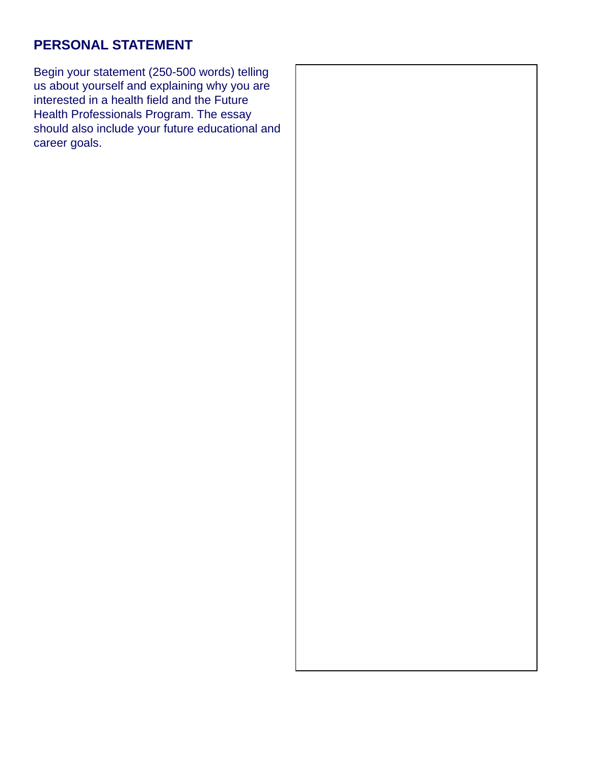## PERSONAL STATEMENT

Begin your statement (250-500 words) telling us about yourself and explaining why you are interested in a health field and the Future Health Professionals Program. The essay should also include your future educational and career goals.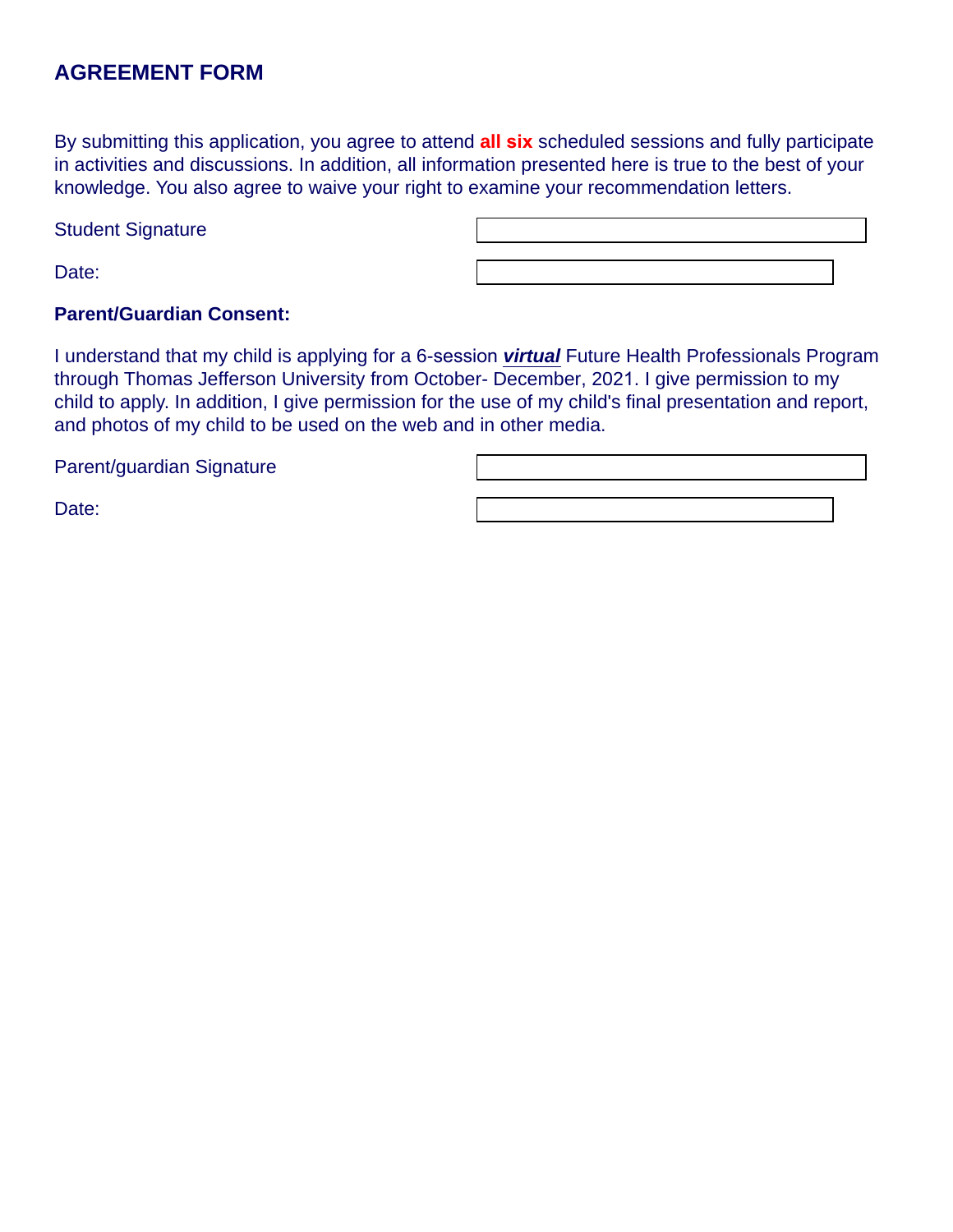## AGREEMENT FORM

By submitting this application, you agree to attend **all six** scheduled sessions and fully participate in activities and discussions. In addition, all information presented here is true to the best of your knowledge. You also agree to waive your right to examine your recommendation letters.

Student Signature

Date:

**Parent/Guardian Consent:**

I understand that my child is applying for a 6-session ***virtual*** Future Health Professionals Program through Thomas Jefferson University from October- December, 2021. I give permission to my child to apply. In addition, I give permission for the use of my child's final presentation and report, and photos of my child to be used on the web and in other media.

Parent/guardian Signature

Date: